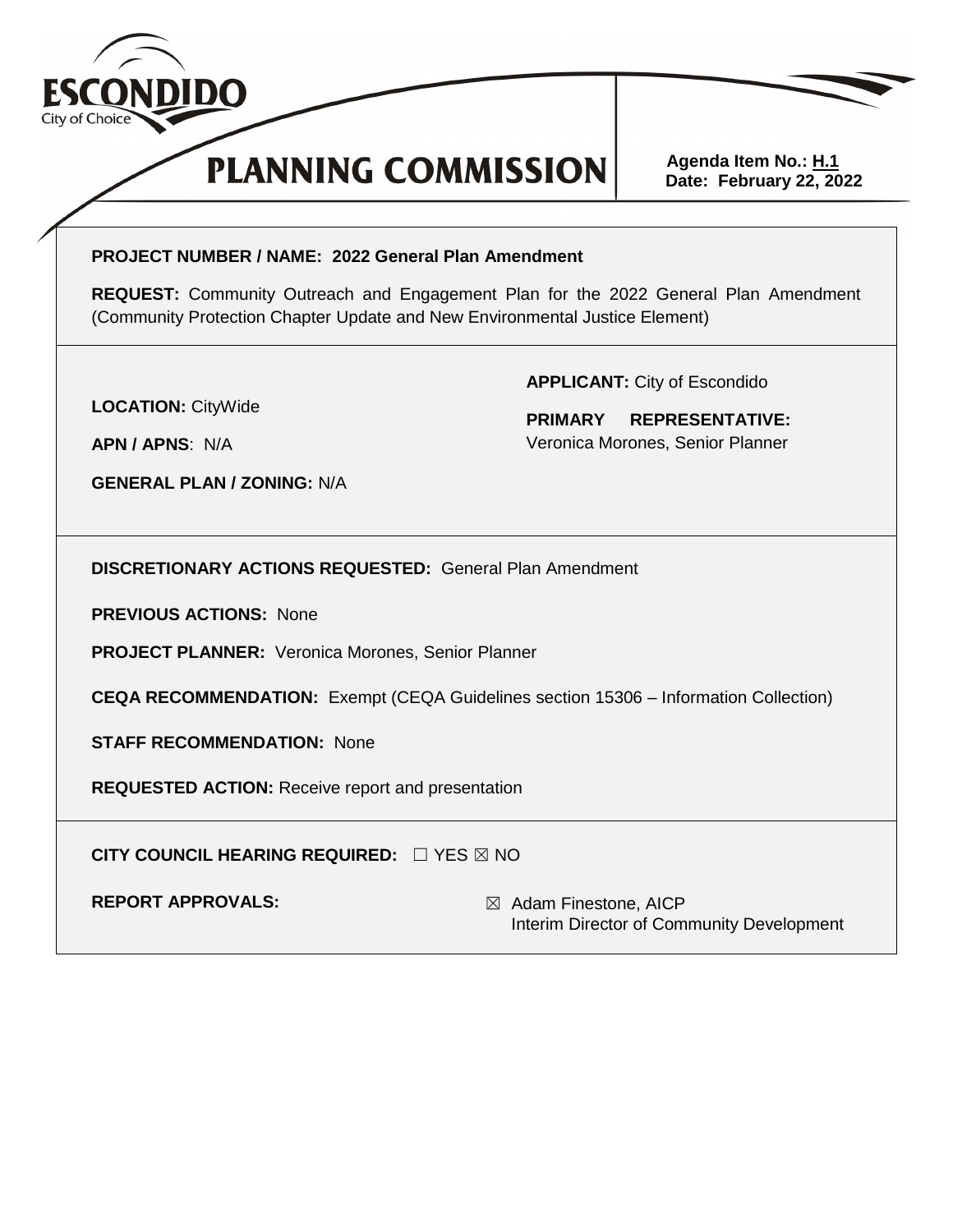ESCONDIDO
City of Choice

# PLANNING COMMISSION

**Agenda Item No.:** H.1
**Date: February 22, 2022**

**PROJECT NUMBER / NAME: 2022 General Plan Amendment**

**REQUEST:** Community Outreach and Engagement Plan for the 2022 General Plan Amendment (Community Protection Chapter Update and New Environmental Justice Element)

**LOCATION:** CityWide

**APN / APNS**: N/A

**GENERAL PLAN / ZONING:** N/A

**APPLICANT:** City of Escondido

**PRIMARY REPRESENTATIVE:** Veronica Morones, Senior Planner

**DISCRETIONARY ACTIONS REQUESTED:** General Plan Amendment

**PREVIOUS ACTIONS:** None

**PROJECT PLANNER:** Veronica Morones, Senior Planner

**CEQA RECOMMENDATION:** Exempt (CEQA Guidelines section 15306 – Information Collection)

**STAFF RECOMMENDATION:** None

**REQUESTED ACTION:** Receive report and presentation

**CITY COUNCIL HEARING REQUIRED:** ☐ YES ☒ NO

**REPORT APPROVALS:**

☒ Adam Finestone, AICP
Interim Director of Community Development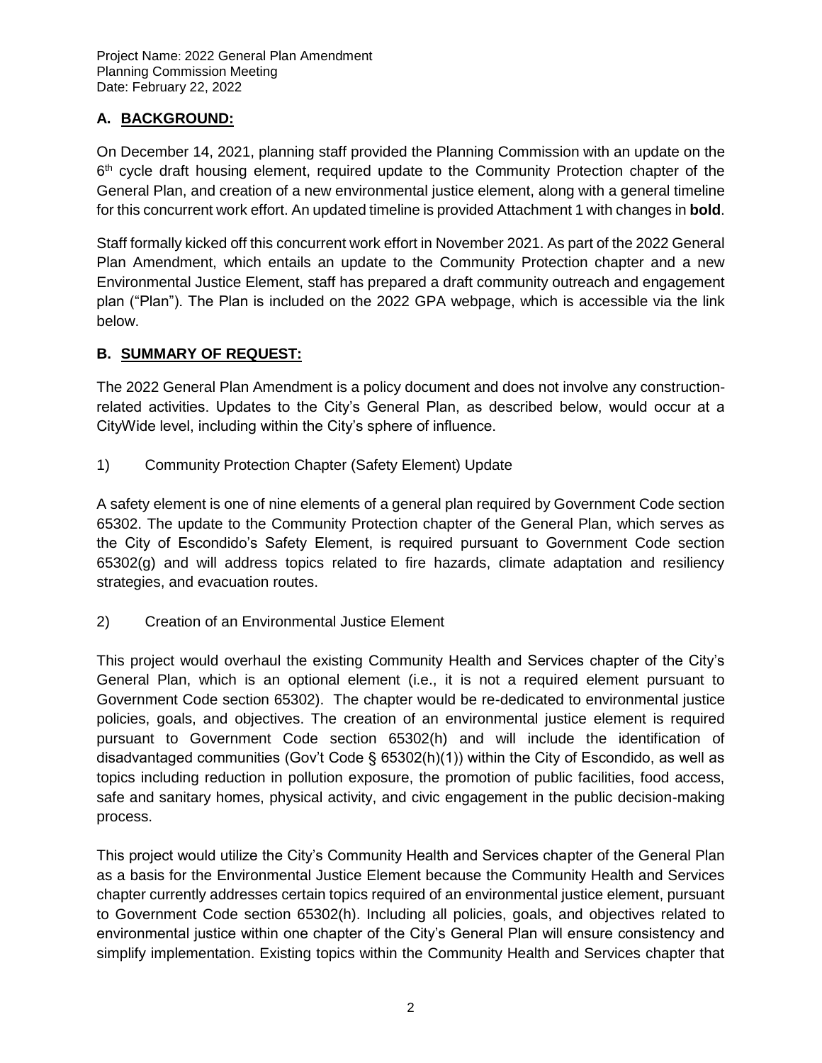## A. BACKGROUND:

On December 14, 2021, planning staff provided the Planning Commission with an update on the 6th cycle draft housing element, required update to the Community Protection chapter of the General Plan, and creation of a new environmental justice element, along with a general timeline for this concurrent work effort. An updated timeline is provided Attachment 1 with changes in **bold**.

Staff formally kicked off this concurrent work effort in November 2021. As part of the 2022 General Plan Amendment, which entails an update to the Community Protection chapter and a new Environmental Justice Element, staff has prepared a draft community outreach and engagement plan ("Plan"). The Plan is included on the 2022 GPA webpage, which is accessible via the link below.

## B. SUMMARY OF REQUEST:

The 2022 General Plan Amendment is a policy document and does not involve any construction-related activities. Updates to the City's General Plan, as described below, would occur at a CityWide level, including within the City's sphere of influence.

1) Community Protection Chapter (Safety Element) Update

A safety element is one of nine elements of a general plan required by Government Code section 65302. The update to the Community Protection chapter of the General Plan, which serves as the City of Escondido's Safety Element, is required pursuant to Government Code section 65302(g) and will address topics related to fire hazards, climate adaptation and resiliency strategies, and evacuation routes.

2) Creation of an Environmental Justice Element

This project would overhaul the existing Community Health and Services chapter of the City's General Plan, which is an optional element (i.e., it is not a required element pursuant to Government Code section 65302). The chapter would be re-dedicated to environmental justice policies, goals, and objectives. The creation of an environmental justice element is required pursuant to Government Code section 65302(h) and will include the identification of disadvantaged communities (Gov't Code § 65302(h)(1)) within the City of Escondido, as well as topics including reduction in pollution exposure, the promotion of public facilities, food access, safe and sanitary homes, physical activity, and civic engagement in the public decision-making process.

This project would utilize the City's Community Health and Services chapter of the General Plan as a basis for the Environmental Justice Element because the Community Health and Services chapter currently addresses certain topics required of an environmental justice element, pursuant to Government Code section 65302(h). Including all policies, goals, and objectives related to environmental justice within one chapter of the City's General Plan will ensure consistency and simplify implementation. Existing topics within the Community Health and Services chapter that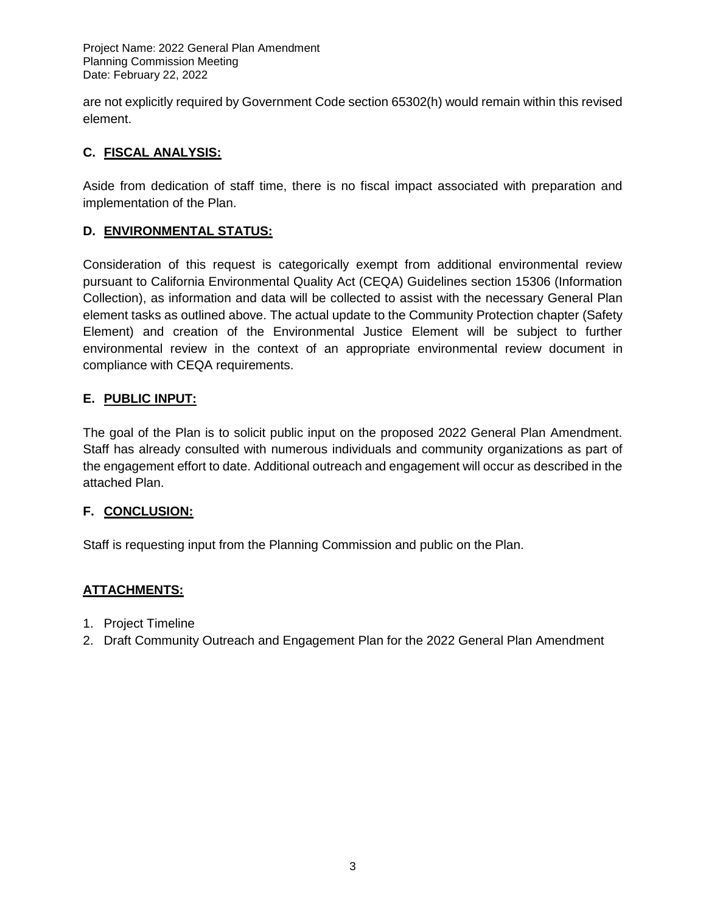are not explicitly required by Government Code section 65302(h) would remain within this revised element.

## C. FISCAL ANALYSIS:

Aside from dedication of staff time, there is no fiscal impact associated with preparation and implementation of the Plan.

## D. ENVIRONMENTAL STATUS:

Consideration of this request is categorically exempt from additional environmental review pursuant to California Environmental Quality Act (CEQA) Guidelines section 15306 (Information Collection), as information and data will be collected to assist with the necessary General Plan element tasks as outlined above. The actual update to the Community Protection chapter (Safety Element) and creation of the Environmental Justice Element will be subject to further environmental review in the context of an appropriate environmental review document in compliance with CEQA requirements.

## E. PUBLIC INPUT:

The goal of the Plan is to solicit public input on the proposed 2022 General Plan Amendment. Staff has already consulted with numerous individuals and community organizations as part of the engagement effort to date. Additional outreach and engagement will occur as described in the attached Plan.

## F. CONCLUSION:

Staff is requesting input from the Planning Commission and public on the Plan.

## ATTACHMENTS:

1. Project Timeline
2. Draft Community Outreach and Engagement Plan for the 2022 General Plan Amendment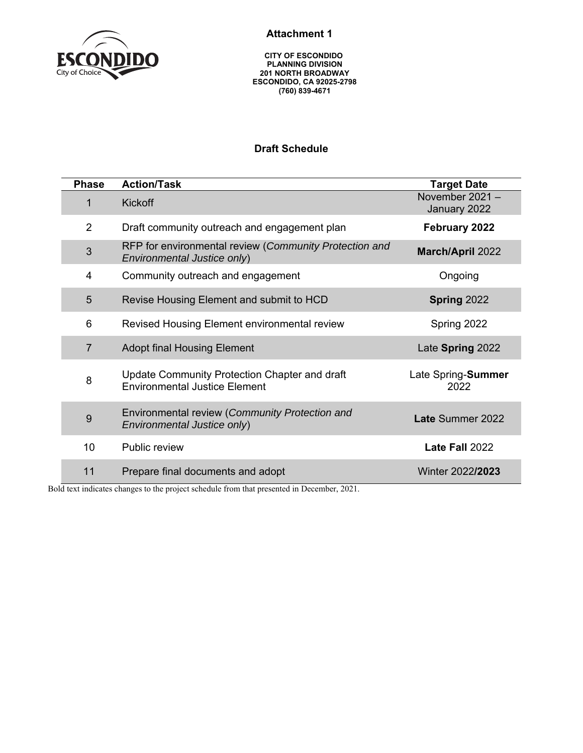**Attachment 1**

**CITY OF ESCONDIDO**
**PLANNING DIVISION**
**201 NORTH BROADWAY**
**ESCONDIDO, CA 92025-2798**
**(760) 839-4671**

## Draft Schedule

| Phase | Action/Task | Target Date |
|---|---|---|
| 1 | Kickoff | November 2021 – January 2022 |
| 2 | Draft community outreach and engagement plan | **February 2022** |
| 3 | RFP for environmental review (*Community Protection and Environmental Justice only*) | **March/April** 2022 |
| 4 | Community outreach and engagement | Ongoing |
| 5 | Revise Housing Element and submit to HCD | **Spring** 2022 |
| 6 | Revised Housing Element environmental review | Spring 2022 |
| 7 | Adopt final Housing Element | Late **Spring** 2022 |
| 8 | Update Community Protection Chapter and draft Environmental Justice Element | Late Spring-**Summer** 2022 |
| 9 | Environmental review (*Community Protection and Environmental Justice only*) | **Late** Summer 2022 |
| 10 | Public review | **Late Fall** 2022 |
| 11 | Prepare final documents and adopt | Winter 2022**/2023** |

Bold text indicates changes to the project schedule from that presented in December, 2021.